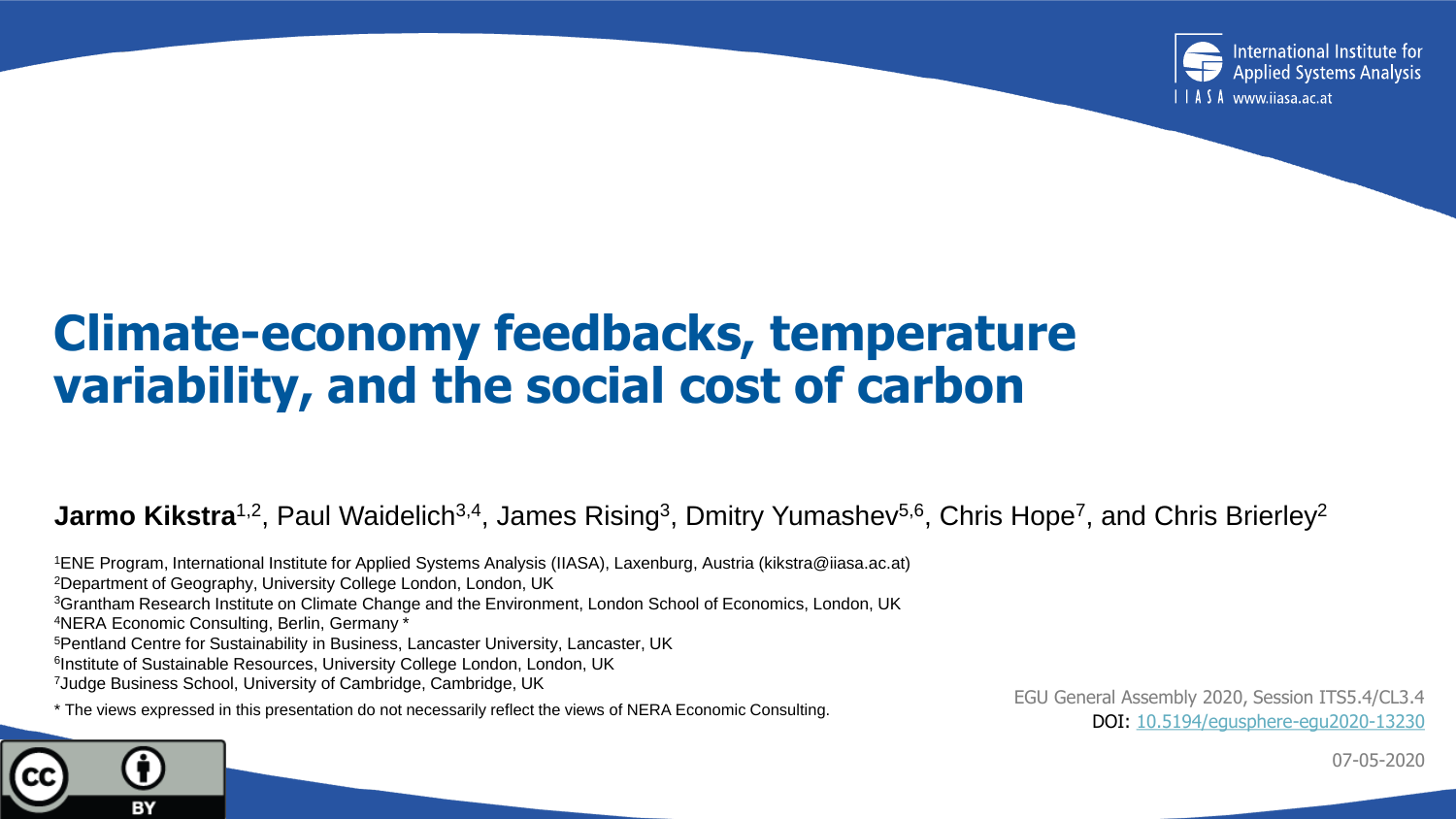International Institute for Applied Systems Analysis
IIASA www.iiasa.ac.at

# Climate-economy feedbacks, temperature variability, and the social cost of carbon

**Jarmo Kikstra**[1,2], Paul Waidelich[3,4], James Rising[3], Dmitry Yumashev[5,6], Chris Hope[7], and Chris Brierley[2]

[1]ENE Program, International Institute for Applied Systems Analysis (IIASA), Laxenburg, Austria (kikstra@iiasa.ac.at)
[2]Department of Geography, University College London, London, UK
[3]Grantham Research Institute on Climate Change and the Environment, London School of Economics, London, UK
[4]NERA Economic Consulting, Berlin, Germany *
[5]Pentland Centre for Sustainability in Business, Lancaster University, Lancaster, UK
[6]Institute of Sustainable Resources, University College London, London, UK
[7]Judge Business School, University of Cambridge, Cambridge, UK

* The views expressed in this presentation do not necessarily reflect the views of NERA Economic Consulting.

EGU General Assembly 2020, Session ITS5.4/CL3.4
DOI: 10.5194/egusphere-egu2020-13230

07-05-2020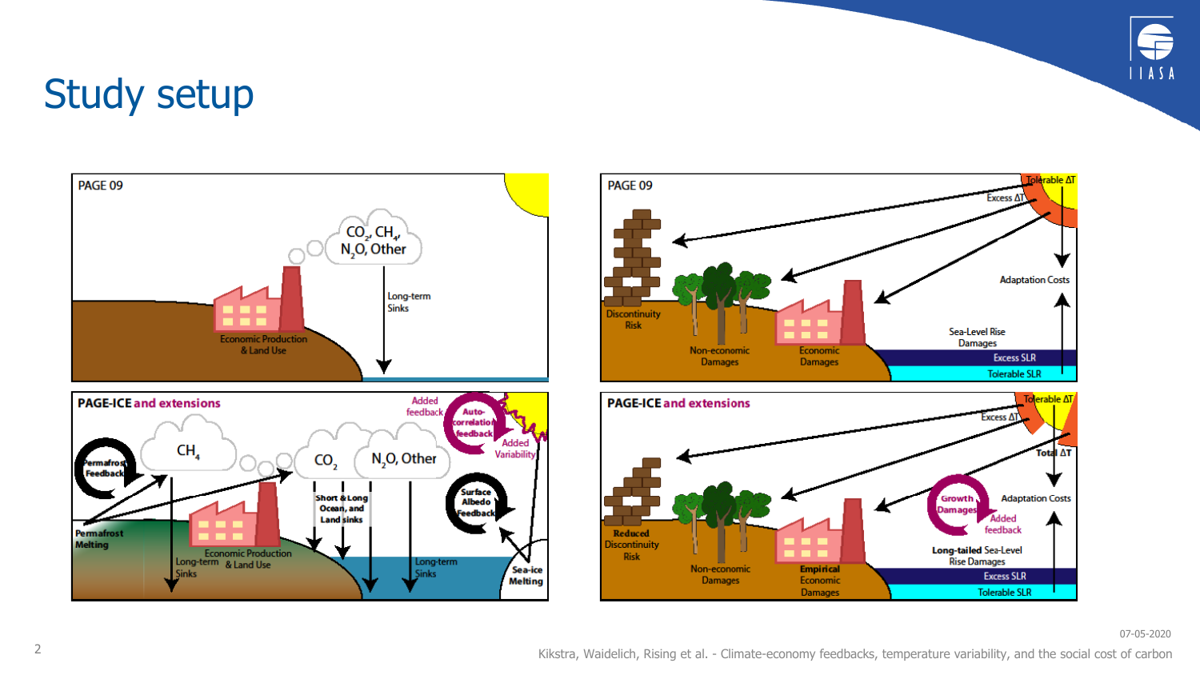# Study setup

**PAGE 09**

$CO_2$, $CH_4$, $N_2O$, Other

Economic Production & Land Use

Long-term Sinks

**PAGE 09**

Tolerable ΔT

Excess ΔT

Adaptation Costs

Discontinuity Risk

Non-economic Damages

Economic Damages

Sea-Level Rise Damages

Excess SLR

Tolerable SLR

**PAGE-ICE and extensions**

Added feedback

Auto-correlation feedback

Added Variability

Permafrost Feedback

$CH_4$

$CO_2$

$N_2O$, Other

Short & Long Ocean, and Land sinks

Surface Albedo Feedback

Permafrost Melting

Economic Production & Land Use

Long-term Sinks

Long-term Sinks

Sea-ice Melting

**PAGE-ICE and extensions**

Tolerable ΔT

Excess ΔT

Total ΔT

Growth Damages

Added feedback

Adaptation Costs

Reduced Discontinuity Risk

Non-economic Damages

Empirical Economic Damages

Long-tailed Sea-Level Rise Damages

Excess SLR

Tolerable SLR

07-05-2020

Kikstra, Waidelich, Rising et al. - Climate-economy feedbacks, temperature variability, and the social cost of carbon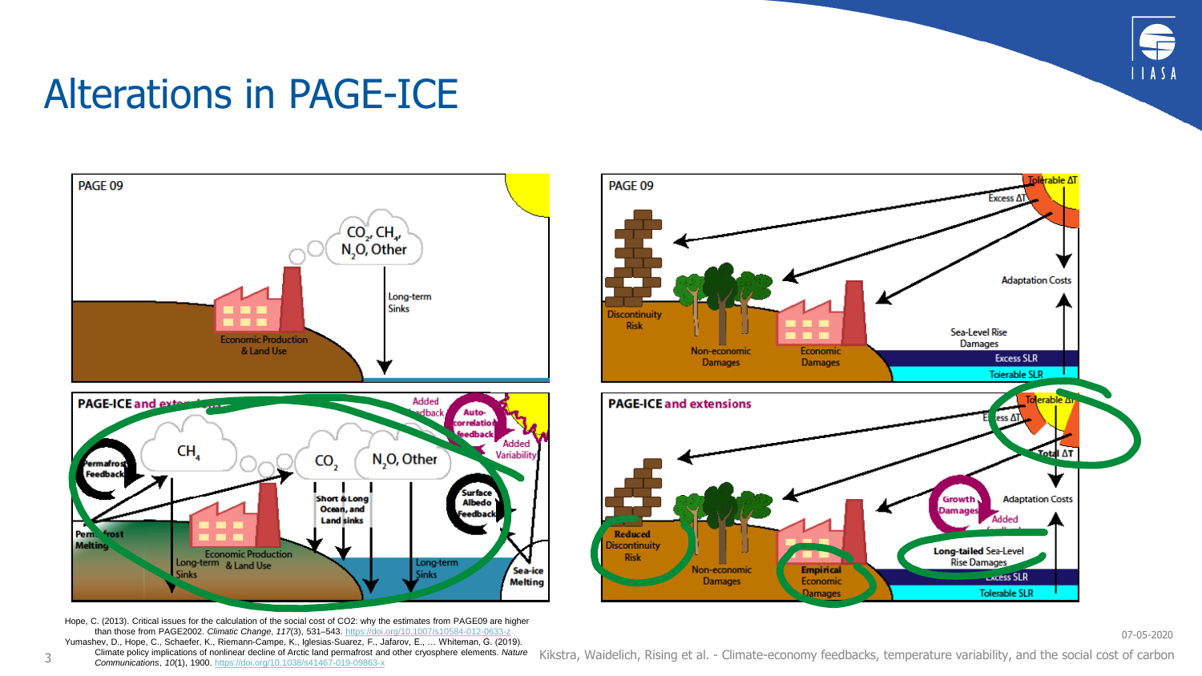# Alterations in PAGE-ICE

**PAGE 09**

$CO_2$, $CH_4$, $N_2O$, Other

Long-term Sinks

Economic Production & Land Use

**PAGE-ICE and extensions**

Added feedback

Auto-correlation feedback

Added Variability

Permafrost Feedback

$CH_4$

$CO_2$

$N_2O$, Other

Short & Long Ocean, and Land sinks

Surface Albedo Feedback

Permafrost Melting

Economic Production & Land Use

Long-term Sinks

Long-term Sinks

Sea-ice Melting

**PAGE 09**

Tolerable ΔT

Excess ΔT

Adaptation Costs

Discontinuity Risk

Non-economic Damages

Economic Damages

Sea-Level Rise Damages

Excess SLR

Tolerable SLR

**PAGE-ICE and extensions**

Tolerable ΔT

Excess ΔT

Total ΔT

Growth Damages

Adaptation Costs

Added feedback

Reduced Discontinuity Risk

Non-economic Damages

Empirical Economic Damages

Long-tailed Sea-Level Rise Damages

Excess SLR

Tolerable SLR

Hope, C. (2013). Critical issues for the calculation of the social cost of CO2: why the estimates from PAGE09 are higher than those from PAGE2002. *Climatic Change*, *117*(3), 531–543. https://doi.org/10.1007/s10584-012-0633-z

Yumashev, D., Hope, C., Schaefer, K., Riemann-Campe, K., Iglesias-Suarez, F., Jafarov, E., … Whiteman, G. (2019). Climate policy implications of nonlinear decline of Arctic land permafrost and other cryosphere elements. *Nature Communications*, *10*(1), 1900. https://doi.org/10.1038/s41467-019-09863-x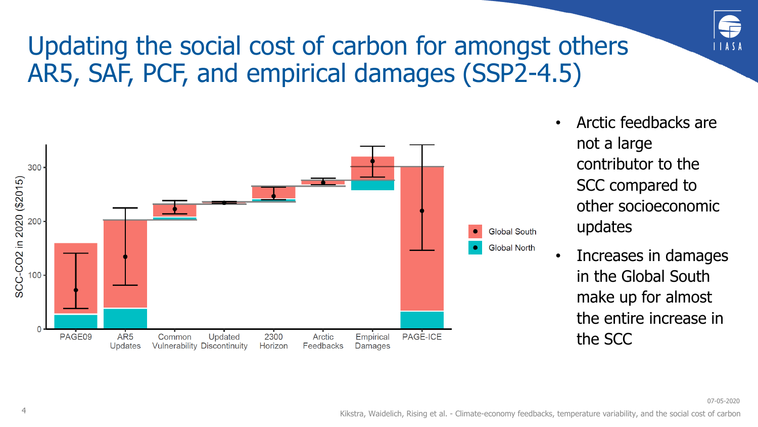# Updating the social cost of carbon for amongst others AR5, SAF, PCF, and empirical damages (SSP2-4.5)

- Arctic feedbacks are not a large contributor to the SCC compared to other socioeconomic updates
- Increases in damages in the Global South make up for almost the entire increase in the SCC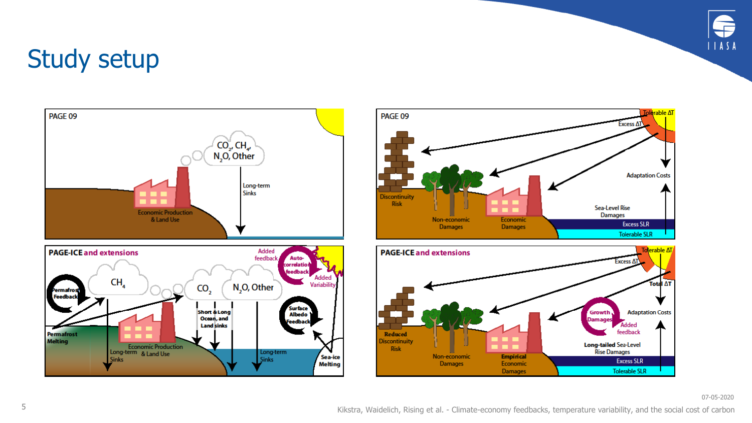# Study setup

**PAGE 09**

$CO_2$, $CH_4$, $N_2O$, Other

Long-term Sinks

Economic Production & Land Use

**PAGE 09**

Tolerable ΔT

Excess ΔT

Adaptation Costs

Discontinuity Risk

Non-economic Damages

Economic Damages

Sea-Level Rise Damages

Excess SLR

Tolerable SLR

**PAGE-ICE and extensions**

Added feedback

Auto-correlation feedback

Added Variability

Permafrost Feedback

$CH_4$

$CO_2$

$N_2O$, Other

Short & Long Ocean, and Land sinks

Surface Albedo Feedback

Permafrost Melting

Economic Production & Land Use

Long-term Sinks

Long-term Sinks

Sea-ice Melting

**PAGE-ICE and extensions**

Tolerable ΔT

Excess ΔT

Total ΔT

Growth Damages

Adaptation Costs

Added feedback

**Reduced** Discontinuity Risk

Non-economic Damages

**Empirical** Economic Damages

**Long-tailed** Sea-Level Rise Damages

Excess SLR

Tolerable SLR

07-05-2020

Kikstra, Waidelich, Rising et al. - Climate-economy feedbacks, temperature variability, and the social cost of carbon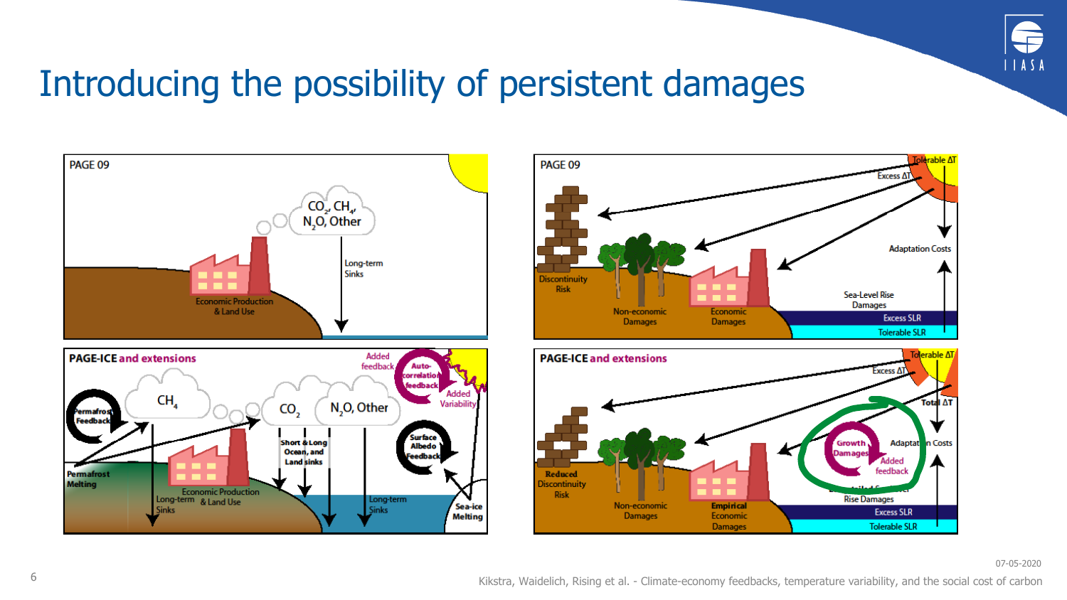# Introducing the possibility of persistent damages

PAGE 09

$CO_2$, $CH_4$, $N_2O$, Other

Long-term Sinks

Economic Production & Land Use

PAGE-ICE and extensions

Added feedback

Auto-correlation feedback

Added Variability

Permafrost Feedback

$CH_4$

$CO_2$

$N_2O$, Other

Short & Long Ocean, and Land sinks

Surface Albedo Feedback

Permafrost Melting

Economic Production & Land Use

Long-term Sinks

Long-term Sinks

Sea-ice Melting

PAGE 09

Tolerable ΔT

Excess ΔT

Adaptation Costs

Discontinuity Risk

Non-economic Damages

Economic Damages

Sea-Level Rise Damages

Excess SLR

Tolerable SLR

PAGE-ICE and extensions

Tolerable ΔT

Excess ΔT

Total ΔT

Growth Damages

Added feedback

Adaptation Costs

Reduced Discontinuity Risk

Non-economic Damages

Empirical Economic Damages

Rise Damages

Excess SLR

Tolerable SLR

07-05-2020

Kikstra, Waidelich, Rising et al. - Climate-economy feedbacks, temperature variability, and the social cost of carbon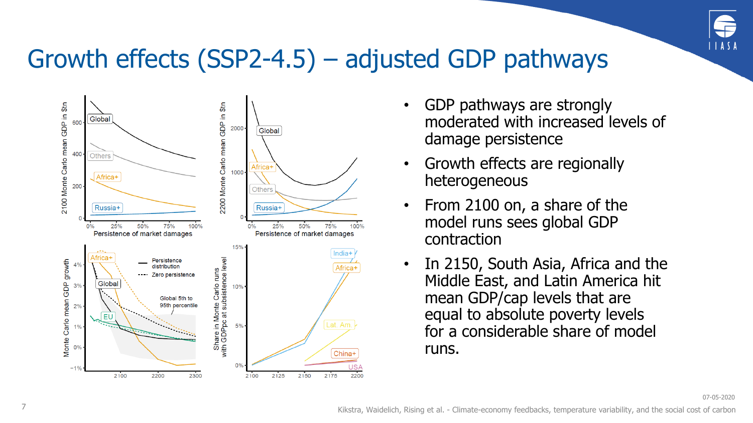# Growth effects (SSP2-4.5) – adjusted GDP pathways

- GDP pathways are strongly moderated with increased levels of damage persistence
- Growth effects are regionally heterogeneous
- From 2100 on, a share of the model runs sees global GDP contraction
- In 2150, South Asia, Africa and the Middle East, and Latin America hit mean GDP/cap levels that are equal to absolute poverty levels for a considerable share of model runs.

07-05-2020

Kikstra, Waidelich, Rising et al. - Climate-economy feedbacks, temperature variability, and the social cost of carbon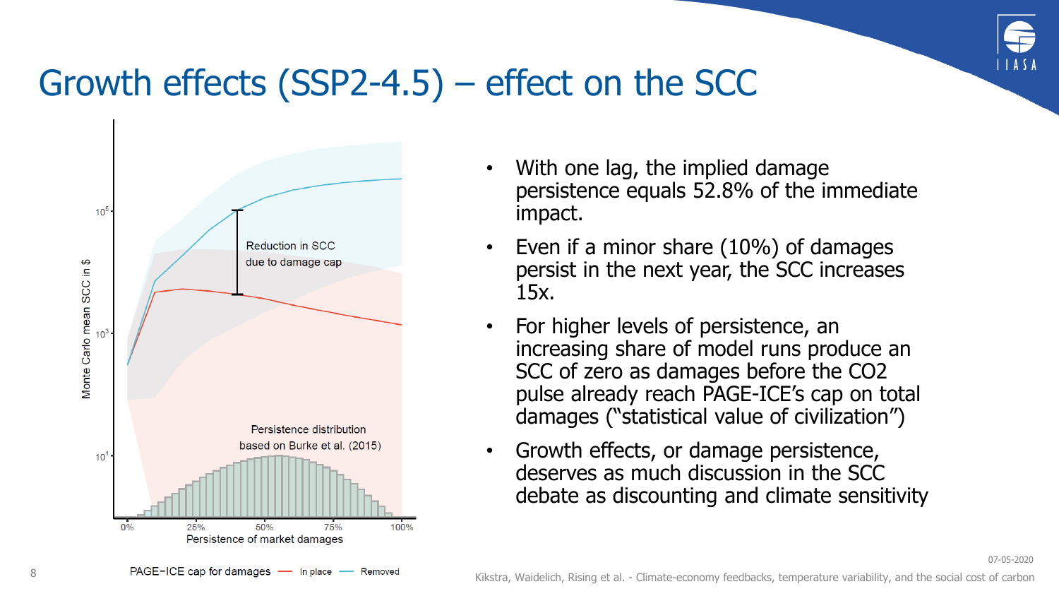# Growth effects (SSP2-4.5) – effect on the SCC

- With one lag, the implied damage persistence equals 52.8% of the immediate impact.
- Even if a minor share (10%) of damages persist in the next year, the SCC increases 15x.
- For higher levels of persistence, an increasing share of model runs produce an SCC of zero as damages before the $CO_2$ pulse already reach PAGE-ICE's cap on total damages ("statistical value of civilization")
- Growth effects, or damage persistence, deserves as much discussion in the SCC debate as discounting and climate sensitivity

07-05-2020

Kikstra, Waidelich, Rising et al. - Climate-economy feedbacks, temperature variability, and the social cost of carbon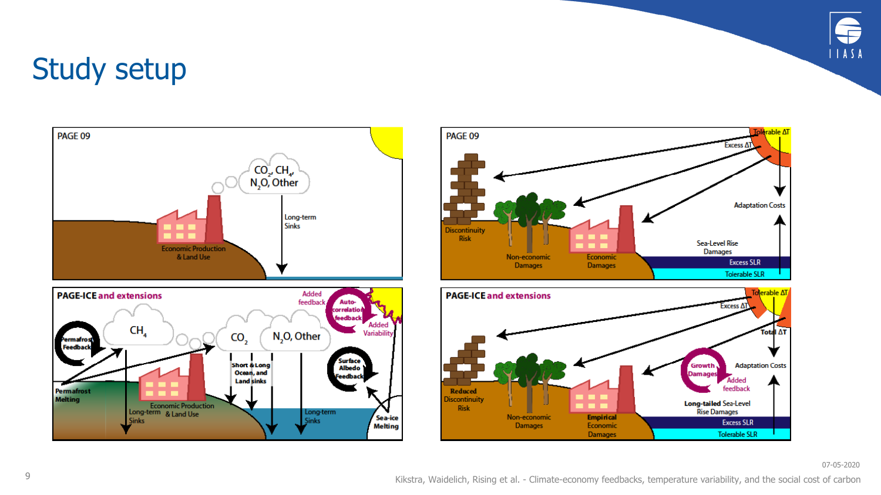# Study setup

**PAGE 09**

$CO_2$, $CH_4$, $N_2O$, Other

Long-term Sinks

Economic Production & Land Use

**PAGE-ICE and extensions**

Added feedback

Auto-correlation feedback

Added Variability

Permafrost Feedback

$CH_4$

$CO_2$

$N_2O$, Other

Permafrost Melting

Short & Long Ocean, and Land sinks

Surface Albedo Feedback

Long-term Sinks

Economic Production & Land Use

Long-term Sinks

Sea-ice Melting

**PAGE 09**

Tolerable ΔT

Excess ΔT

Adaptation Costs

Discontinuity Risk

Non-economic Damages

Economic Damages

Sea-Level Rise Damages

Excess SLR

Tolerable SLR

**PAGE-ICE and extensions**

Tolerable ΔT

Excess ΔT

Total ΔT

Growth Damages

Added feedback

Adaptation Costs

Reduced Discontinuity Risk

Non-economic Damages

Empirical Economic Damages

Long-tailed Sea-Level Rise Damages

Excess SLR

Tolerable SLR

07-05-2020

Kikstra, Waidelich, Rising et al. - Climate-economy feedbacks, temperature variability, and the social cost of carbon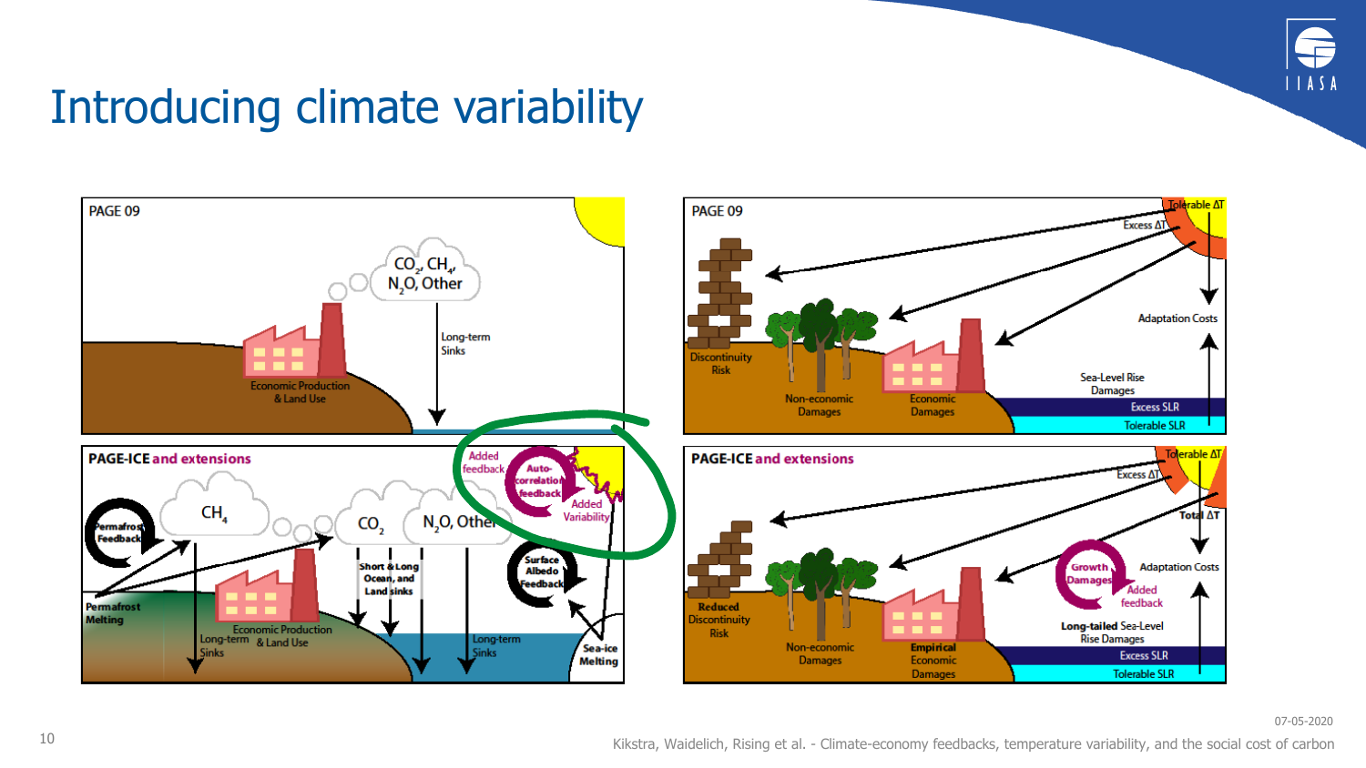# Introducing climate variability

**PAGE 09**

$CO_2$, $CH_4$, $N_2O$, Other

Economic Production & Land Use

Long-term Sinks

**PAGE 09**

Discontinuity Risk

Non-economic Damages

Economic Damages

Tolerable ΔT

Excess ΔT

Adaptation Costs

Sea-Level Rise Damages

Excess SLR

Tolerable SLR

**PAGE-ICE and extensions**

Added feedback

Auto-correlation feedback

Added Variability

Permafrost Feedback

$CH_4$

$CO_2$

$N_2O$, Other

Short & Long Ocean, and Land sinks

Surface Albedo Feedback

Permafrost Melting

Economic Production & Land Use

Long-term Sinks

Long-term Sinks

Sea-ice Melting

**PAGE-ICE and extensions**

Tolerable ΔT

Excess ΔT

Total ΔT

Growth Damages

Added feedback

Adaptation Costs

Reduced Discontinuity Risk

Non-economic Damages

Empirical Economic Damages

Long-tailed Sea-Level Rise Damages

Excess SLR

Tolerable SLR

07-05-2020

Kikstra, Waidelich, Rising et al. - Climate-economy feedbacks, temperature variability, and the social cost of carbon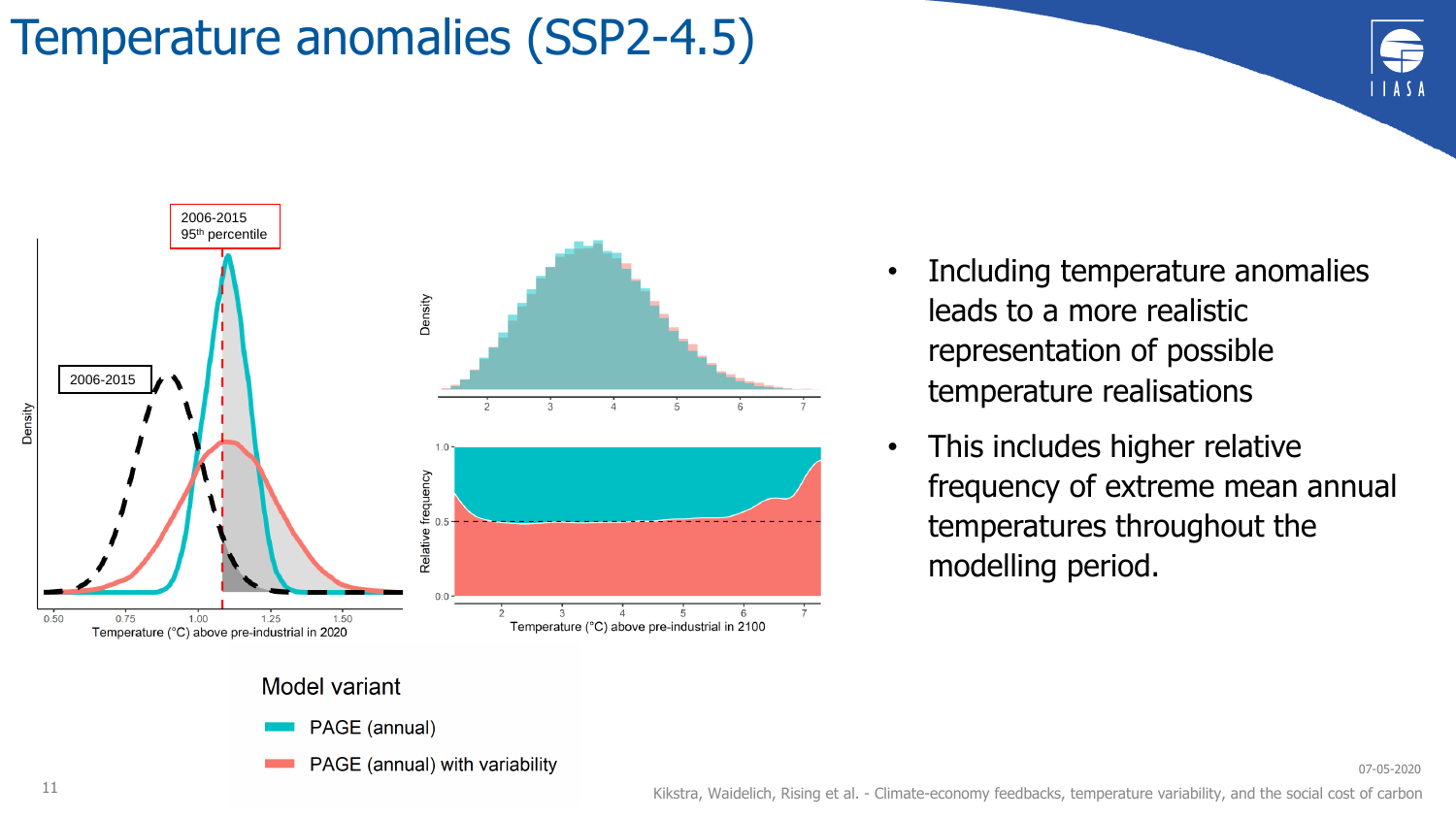# Temperature anomalies (SSP2-4.5)

- Including temperature anomalies leads to a more realistic representation of possible temperature realisations
- This includes higher relative frequency of extreme mean annual temperatures throughout the modelling period.

Model variant

- PAGE (annual)
- PAGE (annual) with variability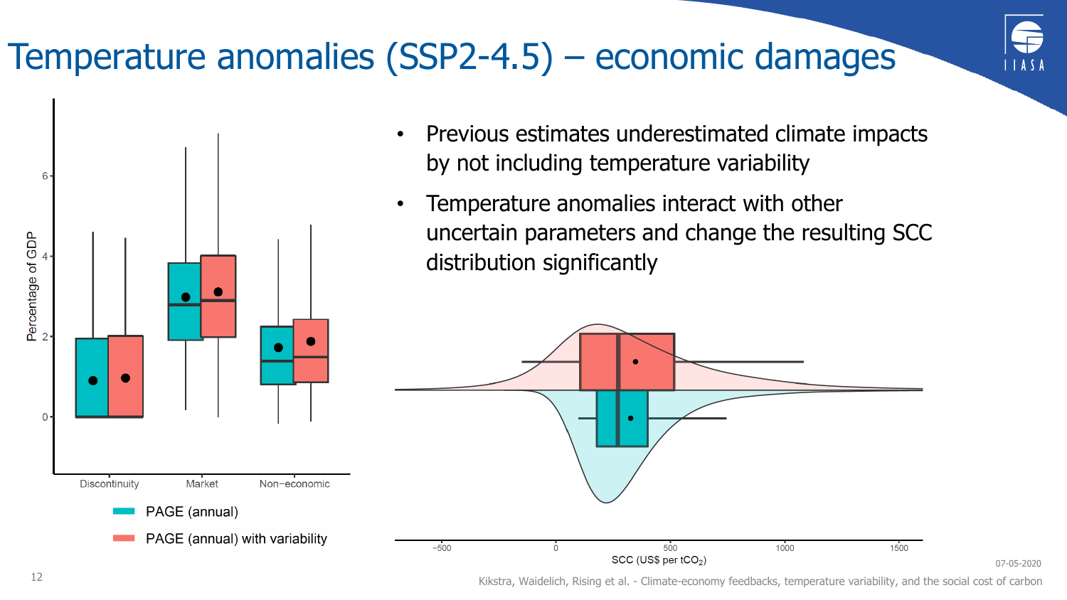# Temperature anomalies (SSP2-4.5) – economic damages

- Previous estimates underestimated climate impacts by not including temperature variability
- Temperature anomalies interact with other uncertain parameters and change the resulting SCC distribution significantly

Kikstra, Waidelich, Rising et al. - Climate-economy feedbacks, temperature variability, and the social cost of carbon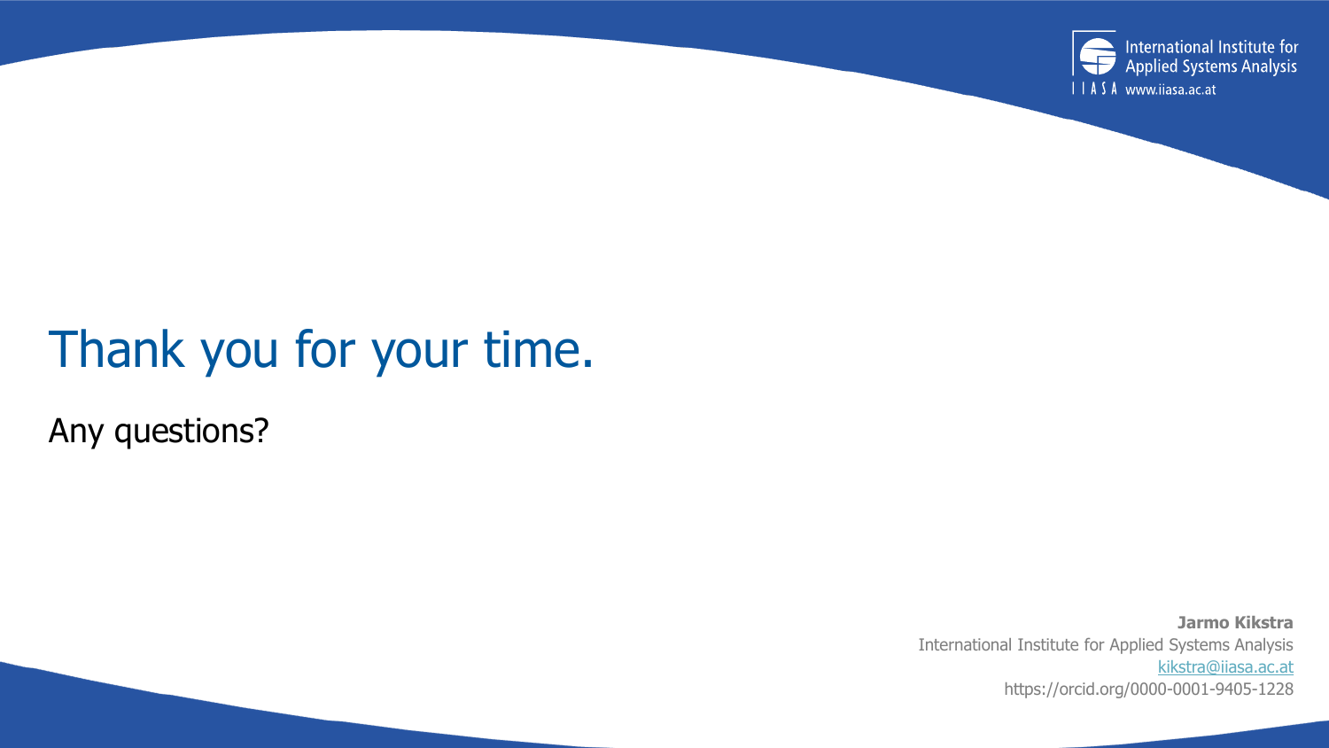# Thank you for your time.

Any questions?

**Jarmo Kikstra**
International Institute for Applied Systems Analysis
kikstra@iiasa.ac.at
https://orcid.org/0000-0001-9405-1228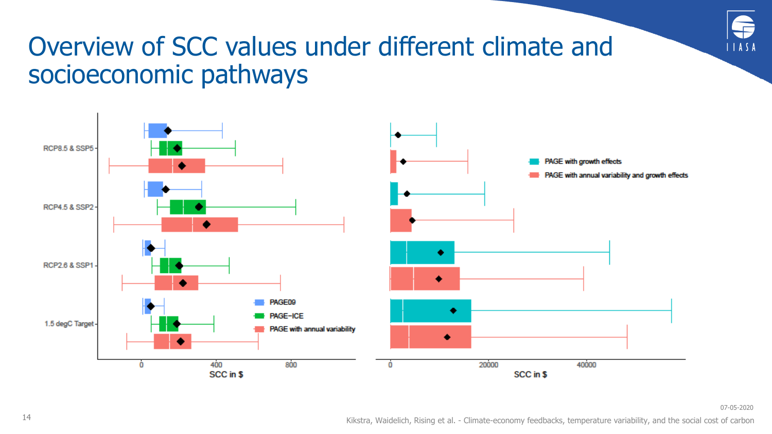# Overview of SCC values under different climate and socioeconomic pathways

RCP8.5 & SSP5

RCP4.5 & SSP2

RCP2.6 & SSP1

1.5 degC Target

PAGE09

PAGE-ICE

PAGE with annual variability

0 400 800

SCC in $

PAGE with growth effects

PAGE with annual variability and growth effects

0 20000 40000

SCC in $

07-05-2020

Kikstra, Waidelich, Rising et al. - Climate-economy feedbacks, temperature variability, and the social cost of carbon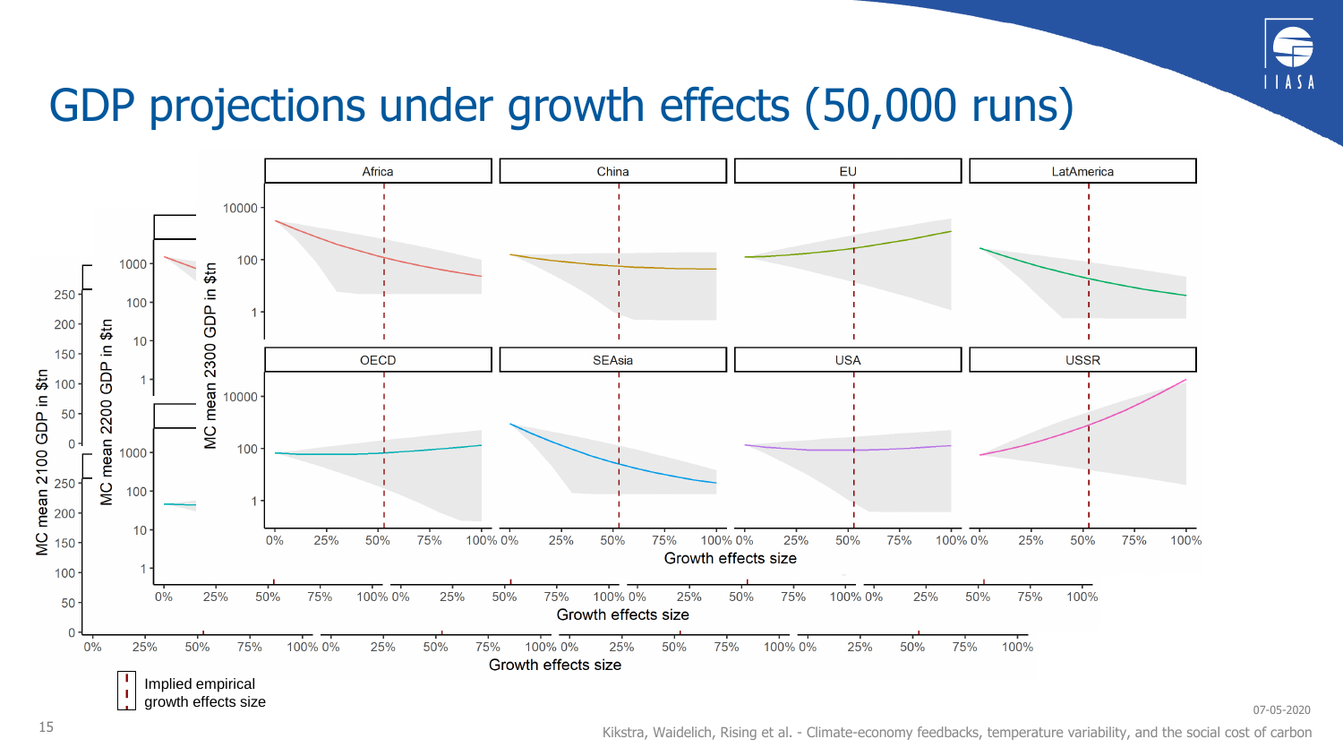# GDP projections under growth effects (50,000 runs)

Africa | China | EU | LatAmerica

OECD | SEAsia | USA | USSR

MC mean 2300 GDP in $tn

10000
100
1

0% 25% 50% 75% 100%

Growth effects size

MC mean 2200 GDP in $tn

1000
100
10
1

MC mean 2100 GDP in $tn

250
200
150
100
50
0

Implied empirical growth effects size

07-05-2020

Kikstra, Waidelich, Rising et al. - Climate-economy feedbacks, temperature variability, and the social cost of carbon